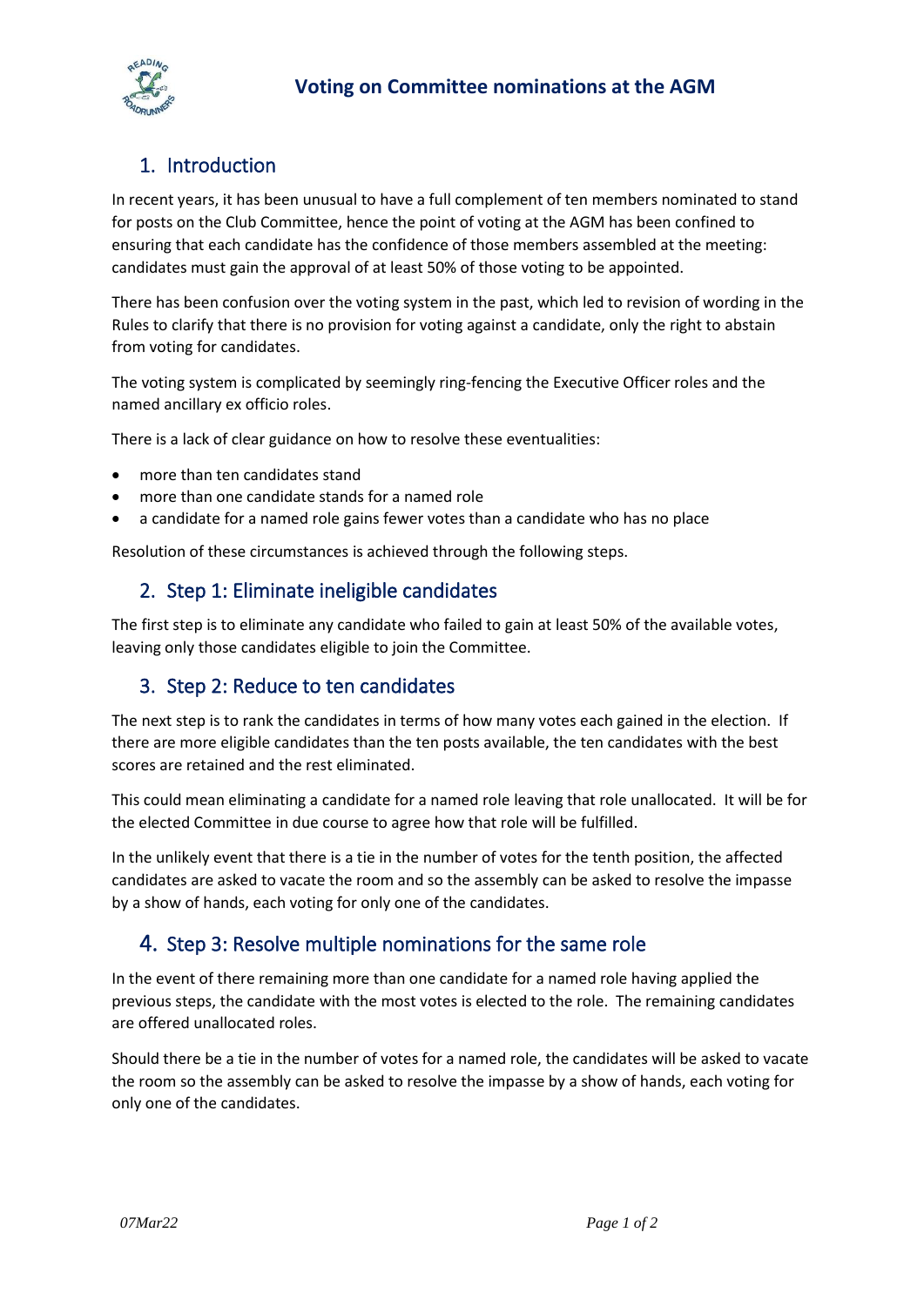# Voting on Committee nominations at the AGM

## 1. Introduction

In recent years, it has been unusual to have a full complement of ten members nominated to stand for posts on the Club Committee, hence the point of voting at the AGM has been confined to ensuring that each candidate has the confidence of those members assembled at the meeting: candidates must gain the approval of at least 50% of those voting to be appointed.

There has been confusion over the voting system in the past, which led to revision of wording in the Rules to clarify that there is no provision for voting against a candidate, only the right to abstain from voting for candidates.

The voting system is complicated by seemingly ring-fencing the Executive Officer roles and the named ancillary ex officio roles.

There is a lack of clear guidance on how to resolve these eventualities:

- more than ten candidates stand
- more than one candidate stands for a named role
- a candidate for a named role gains fewer votes than a candidate who has no place

Resolution of these circumstances is achieved through the following steps.

## 2. Step 1: Eliminate ineligible candidates

The first step is to eliminate any candidate who failed to gain at least 50% of the available votes, leaving only those candidates eligible to join the Committee.

## 3. Step 2: Reduce to ten candidates

The next step is to rank the candidates in terms of how many votes each gained in the election. If there are more eligible candidates than the ten posts available, the ten candidates with the best scores are retained and the rest eliminated.

This could mean eliminating a candidate for a named role leaving that role unallocated. It will be for the elected Committee in due course to agree how that role will be fulfilled.

In the unlikely event that there is a tie in the number of votes for the tenth position, the affected candidates are asked to vacate the room and so the assembly can be asked to resolve the impasse by a show of hands, each voting for only one of the candidates.

## 4. Step 3: Resolve multiple nominations for the same role

In the event of there remaining more than one candidate for a named role having applied the previous steps, the candidate with the most votes is elected to the role. The remaining candidates are offered unallocated roles.

Should there be a tie in the number of votes for a named role, the candidates will be asked to vacate the room so the assembly can be asked to resolve the impasse by a show of hands, each voting for only one of the candidates.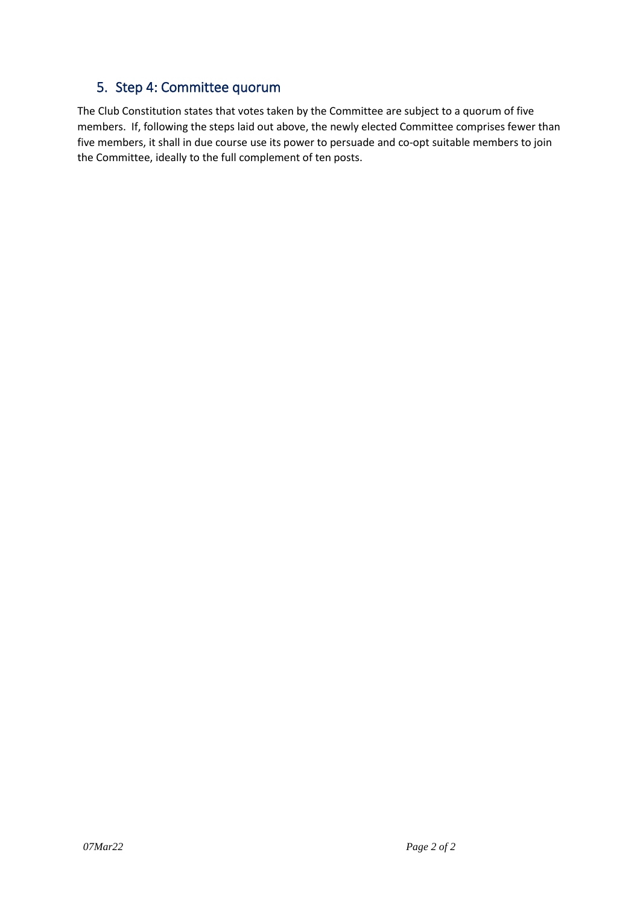## 5. Step 4: Committee quorum

The Club Constitution states that votes taken by the Committee are subject to a quorum of five members. If, following the steps laid out above, the newly elected Committee comprises fewer than five members, it shall in due course use its power to persuade and co-opt suitable members to join the Committee, ideally to the full complement of ten posts.